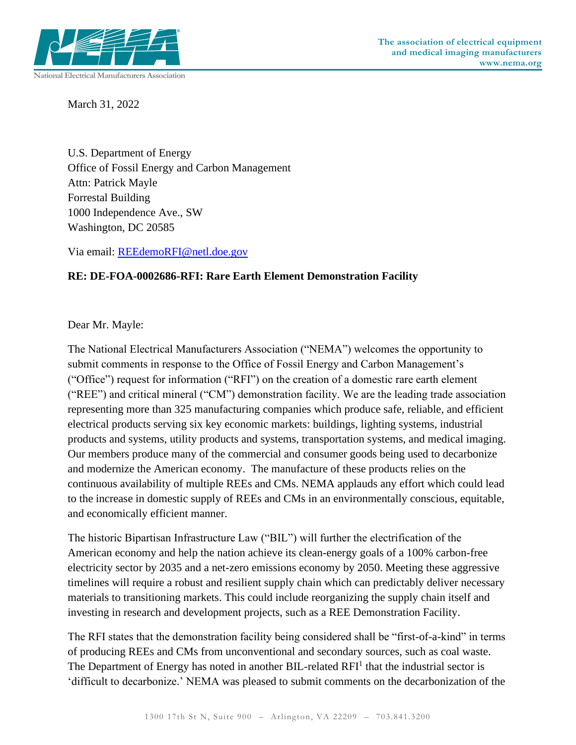March 31, 2022

U.S. Department of Energy
Office of Fossil Energy and Carbon Management
Attn: Patrick Mayle
Forrestal Building
1000 Independence Ave., SW
Washington, DC 20585

Via email: REEdemoRFI@netl.doe.gov

**RE: DE-FOA-0002686-RFI: Rare Earth Element Demonstration Facility**

Dear Mr. Mayle:

The National Electrical Manufacturers Association ("NEMA") welcomes the opportunity to submit comments in response to the Office of Fossil Energy and Carbon Management's ("Office") request for information ("RFI") on the creation of a domestic rare earth element ("REE") and critical mineral ("CM") demonstration facility. We are the leading trade association representing more than 325 manufacturing companies which produce safe, reliable, and efficient electrical products serving six key economic markets: buildings, lighting systems, industrial products and systems, utility products and systems, transportation systems, and medical imaging. Our members produce many of the commercial and consumer goods being used to decarbonize and modernize the American economy. The manufacture of these products relies on the continuous availability of multiple REEs and CMs. NEMA applauds any effort which could lead to the increase in domestic supply of REEs and CMs in an environmentally conscious, equitable, and economically efficient manner.

The historic Bipartisan Infrastructure Law ("BIL") will further the electrification of the American economy and help the nation achieve its clean-energy goals of a 100% carbon-free electricity sector by 2035 and a net-zero emissions economy by 2050. Meeting these aggressive timelines will require a robust and resilient supply chain which can predictably deliver necessary materials to transitioning markets. This could include reorganizing the supply chain itself and investing in research and development projects, such as a REE Demonstration Facility.

The RFI states that the demonstration facility being considered shall be "first-of-a-kind" in terms of producing REEs and CMs from unconventional and secondary sources, such as coal waste. The Department of Energy has noted in another BIL-related RFI[1] that the industrial sector is 'difficult to decarbonize.' NEMA was pleased to submit comments on the decarbonization of the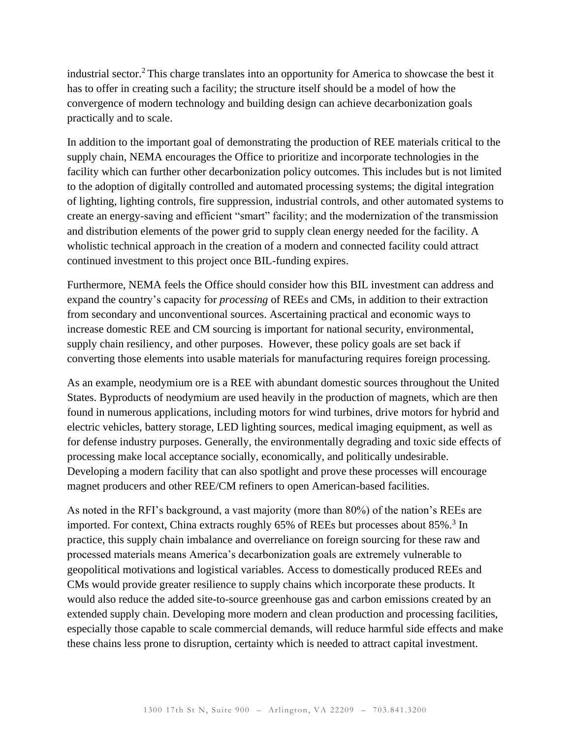industrial sector.[2] This charge translates into an opportunity for America to showcase the best it has to offer in creating such a facility; the structure itself should be a model of how the convergence of modern technology and building design can achieve decarbonization goals practically and to scale.

In addition to the important goal of demonstrating the production of REE materials critical to the supply chain, NEMA encourages the Office to prioritize and incorporate technologies in the facility which can further other decarbonization policy outcomes. This includes but is not limited to the adoption of digitally controlled and automated processing systems; the digital integration of lighting, lighting controls, fire suppression, industrial controls, and other automated systems to create an energy-saving and efficient "smart" facility; and the modernization of the transmission and distribution elements of the power grid to supply clean energy needed for the facility. A wholistic technical approach in the creation of a modern and connected facility could attract continued investment to this project once BIL-funding expires.

Furthermore, NEMA feels the Office should consider how this BIL investment can address and expand the country's capacity for *processing* of REEs and CMs, in addition to their extraction from secondary and unconventional sources. Ascertaining practical and economic ways to increase domestic REE and CM sourcing is important for national security, environmental, supply chain resiliency, and other purposes. However, these policy goals are set back if converting those elements into usable materials for manufacturing requires foreign processing.

As an example, neodymium ore is a REE with abundant domestic sources throughout the United States. Byproducts of neodymium are used heavily in the production of magnets, which are then found in numerous applications, including motors for wind turbines, drive motors for hybrid and electric vehicles, battery storage, LED lighting sources, medical imaging equipment, as well as for defense industry purposes. Generally, the environmentally degrading and toxic side effects of processing make local acceptance socially, economically, and politically undesirable. Developing a modern facility that can also spotlight and prove these processes will encourage magnet producers and other REE/CM refiners to open American-based facilities.

As noted in the RFI's background, a vast majority (more than 80%) of the nation's REEs are imported. For context, China extracts roughly 65% of REEs but processes about 85%.[3] In practice, this supply chain imbalance and overreliance on foreign sourcing for these raw and processed materials means America's decarbonization goals are extremely vulnerable to geopolitical motivations and logistical variables. Access to domestically produced REEs and CMs would provide greater resilience to supply chains which incorporate these products. It would also reduce the added site-to-source greenhouse gas and carbon emissions created by an extended supply chain. Developing more modern and clean production and processing facilities, especially those capable to scale commercial demands, will reduce harmful side effects and make these chains less prone to disruption, certainty which is needed to attract capital investment.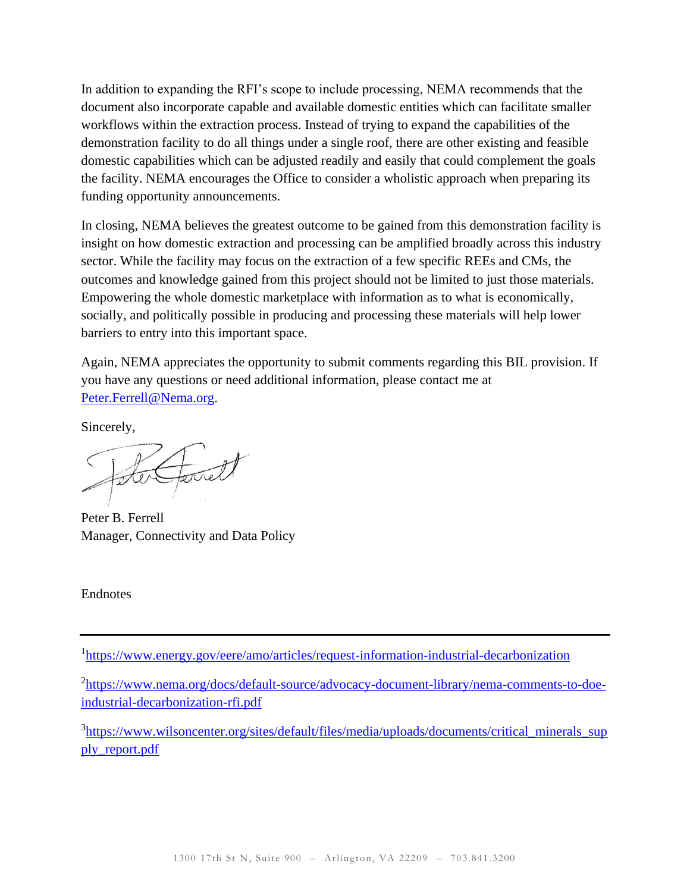In addition to expanding the RFI's scope to include processing, NEMA recommends that the document also incorporate capable and available domestic entities which can facilitate smaller workflows within the extraction process. Instead of trying to expand the capabilities of the demonstration facility to do all things under a single roof, there are other existing and feasible domestic capabilities which can be adjusted readily and easily that could complement the goals the facility. NEMA encourages the Office to consider a wholistic approach when preparing its funding opportunity announcements.

In closing, NEMA believes the greatest outcome to be gained from this demonstration facility is insight on how domestic extraction and processing can be amplified broadly across this industry sector. While the facility may focus on the extraction of a few specific REEs and CMs, the outcomes and knowledge gained from this project should not be limited to just those materials. Empowering the whole domestic marketplace with information as to what is economically, socially, and politically possible in producing and processing these materials will help lower barriers to entry into this important space.

Again, NEMA appreciates the opportunity to submit comments regarding this BIL provision. If you have any questions or need additional information, please contact me at Peter.Ferrell@Nema.org.

Sincerely,

Peter B. Ferrell
Manager, Connectivity and Data Policy

Endnotes

---

[1] https://www.energy.gov/eere/amo/articles/request-information-industrial-decarbonization

[2] https://www.nema.org/docs/default-source/advocacy-document-library/nema-comments-to-doe-industrial-decarbonization-rfi.pdf

[3] https://www.wilsoncenter.org/sites/default/files/media/uploads/documents/critical_minerals_supply_report.pdf